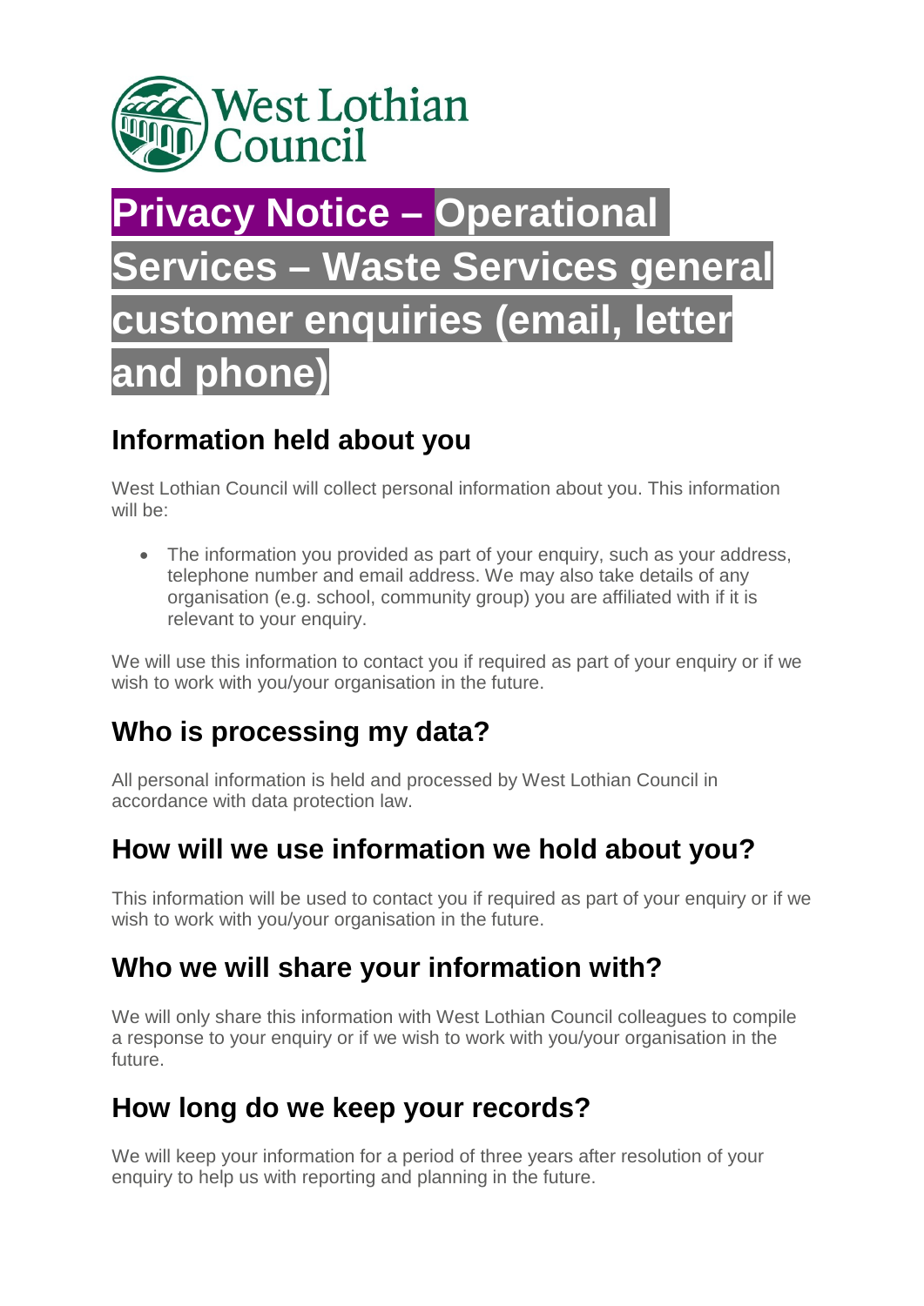West Lothian Council

# Privacy Notice – Operational Services – Waste Services general customer enquiries (email, letter and phone)

## Information held about you

West Lothian Council will collect personal information about you. This information will be:

- The information you provided as part of your enquiry, such as your address, telephone number and email address. We may also take details of any organisation (e.g. school, community group) you are affiliated with if it is relevant to your enquiry.

We will use this information to contact you if required as part of your enquiry or if we wish to work with you/your organisation in the future.

## Who is processing my data?

All personal information is held and processed by West Lothian Council in accordance with data protection law.

## How will we use information we hold about you?

This information will be used to contact you if required as part of your enquiry or if we wish to work with you/your organisation in the future.

## Who we will share your information with?

We will only share this information with West Lothian Council colleagues to compile a response to your enquiry or if we wish to work with you/your organisation in the future.

## How long do we keep your records?

We will keep your information for a period of three years after resolution of your enquiry to help us with reporting and planning in the future.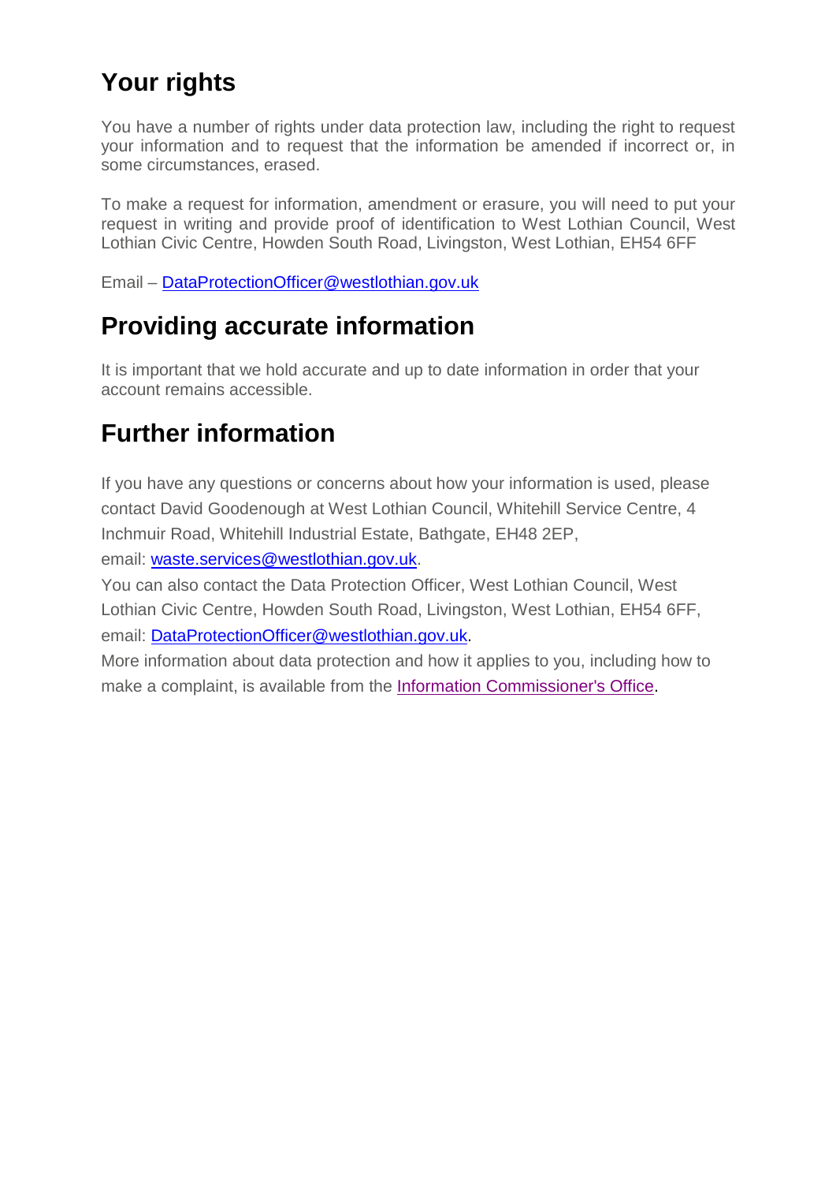## Your rights

You have a number of rights under data protection law, including the right to request your information and to request that the information be amended if incorrect or, in some circumstances, erased.

To make a request for information, amendment or erasure, you will need to put your request in writing and provide proof of identification to West Lothian Council, West Lothian Civic Centre, Howden South Road, Livingston, West Lothian, EH54 6FF

Email – DataProtectionOfficer@westlothian.gov.uk

## Providing accurate information

It is important that we hold accurate and up to date information in order that your account remains accessible.

## Further information

If you have any questions or concerns about how your information is used, please contact David Goodenough at West Lothian Council, Whitehill Service Centre, 4 Inchmuir Road, Whitehill Industrial Estate, Bathgate, EH48 2EP, email: waste.services@westlothian.gov.uk.

You can also contact the Data Protection Officer, West Lothian Council, West Lothian Civic Centre, Howden South Road, Livingston, West Lothian, EH54 6FF, email: DataProtectionOfficer@westlothian.gov.uk.

More information about data protection and how it applies to you, including how to make a complaint, is available from the Information Commissioner's Office.